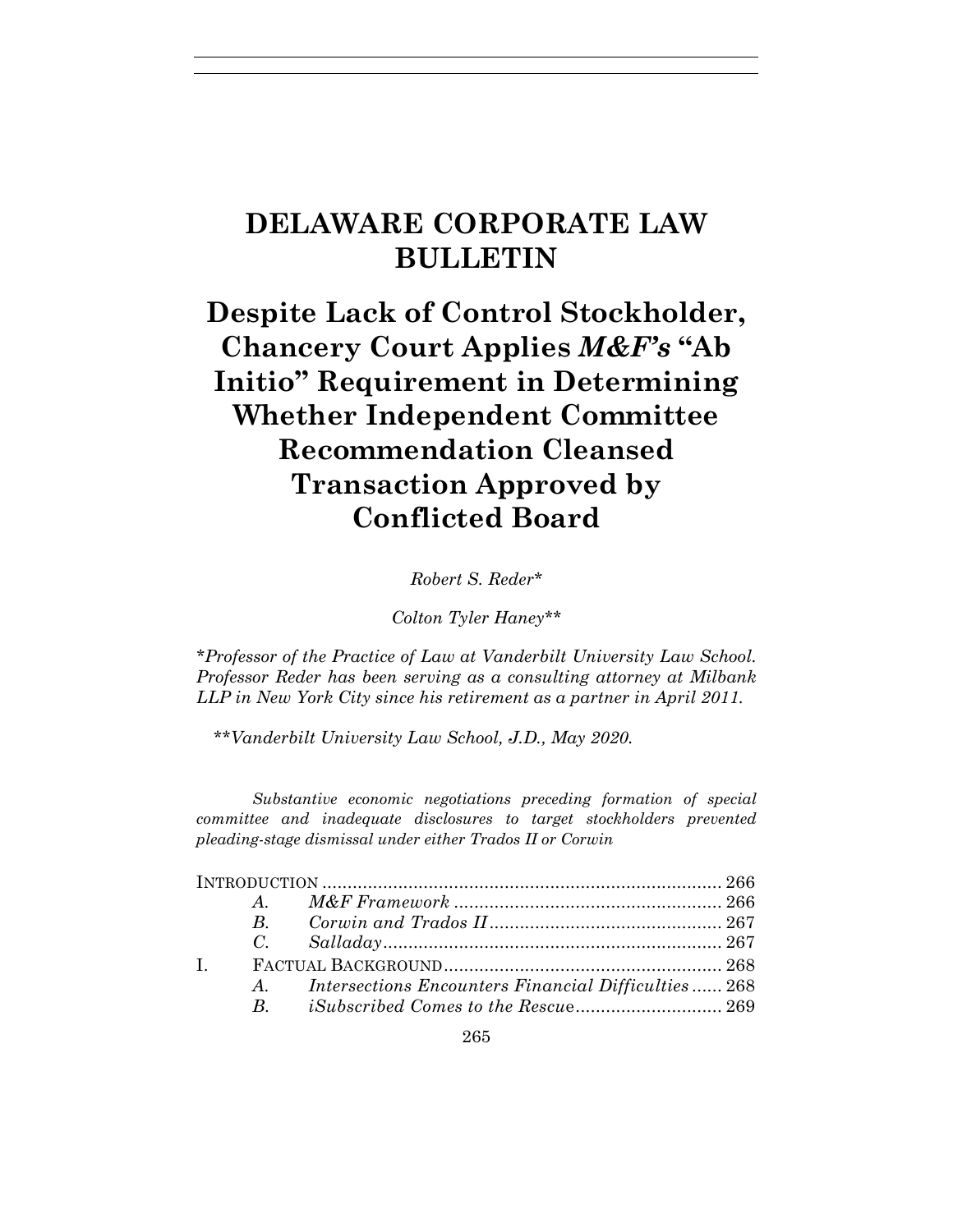# DELAWARE CORPORATE LAW BULLETIN

## Despite Lack of Control Stockholder, Chancery Court Applies *M&F's* "Ab Initio" Requirement in Determining Whether Independent Committee Recommendation Cleansed Transaction Approved by Conflicted Board

*Robert S. Reder\**

*Colton Tyler Haney\*\**

*\*Professor of the Practice of Law at Vanderbilt University Law School. Professor Reder has been serving as a consulting attorney at Milbank LLP in New York City since his retirement as a partner in April 2011.*

*\*\*Vanderbilt University Law School, J.D., May 2020.*

*Substantive economic negotiations preceding formation of special committee and inadequate disclosures to target stockholders prevented pleading-stage dismissal under either Trados II or Corwin*

| | | | |
|---|---|---|---|
| INTRODUCTION | | | 266 |
| | A. | *M&F Framework* | 266 |
| | B. | *Corwin and Trados II* | 267 |
| | C. | *Salladay* | 267 |
| I. | FACTUAL BACKGROUND | | 268 |
| | A. | *Intersections Encounters Financial Difficulties* | 268 |
| | B. | *iSubscribed Comes to the Rescue* | 269 |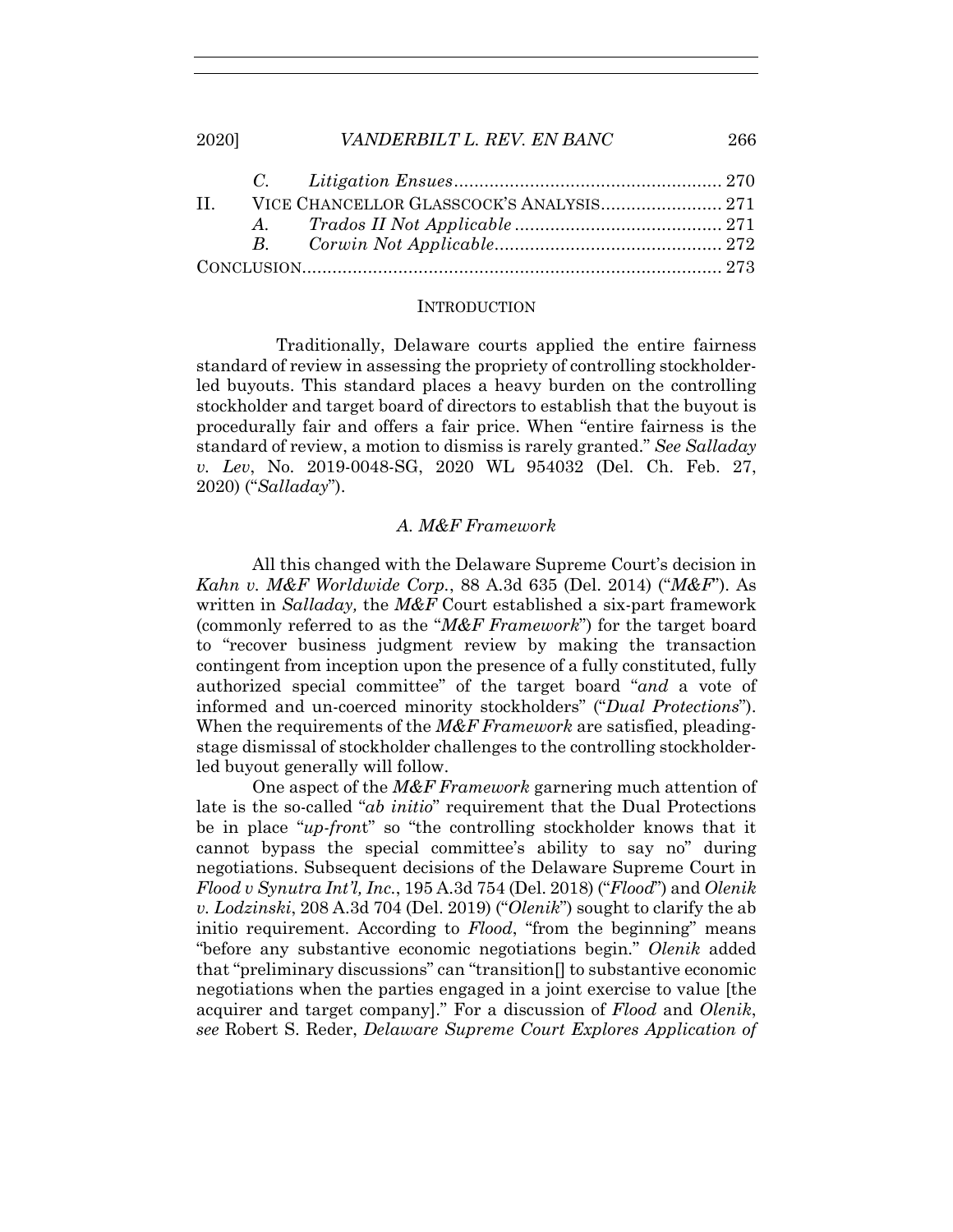C. *Litigation Ensues* ..................................................... 270

II. VICE CHANCELLOR GLASSCOCK'S ANALYSIS ........................ 271

A. *Trados II Not Applicable* ......................................... 271

B. *Corwin Not Applicable* ............................................. 272

CONCLUSION ................................................................................... 273

## INTRODUCTION

Traditionally, Delaware courts applied the entire fairness standard of review in assessing the propriety of controlling stockholder-led buyouts. This standard places a heavy burden on the controlling stockholder and target board of directors to establish that the buyout is procedurally fair and offers a fair price. When "entire fairness is the standard of review, a motion to dismiss is rarely granted." *See Salladay v. Lev*, No. 2019-0048-SG, 2020 WL 954032 (Del. Ch. Feb. 27, 2020) ("*Salladay*").

### *A. M&F Framework*

All this changed with the Delaware Supreme Court's decision in *Kahn v. M&F Worldwide Corp.*, 88 A.3d 635 (Del. 2014) ("*M&F*"). As written in *Salladay,* the *M&F* Court established a six-part framework (commonly referred to as the "*M&F Framework*") for the target board to "recover business judgment review by making the transaction contingent from inception upon the presence of a fully constituted, fully authorized special committee" of the target board "*and* a vote of informed and un-coerced minority stockholders" ("*Dual Protections*"). When the requirements of the *M&F Framework* are satisfied, pleading-stage dismissal of stockholder challenges to the controlling stockholder-led buyout generally will follow.

One aspect of the *M&F Framework* garnering much attention of late is the so-called "*ab initio*" requirement that the Dual Protections be in place "*up-front*" so "the controlling stockholder knows that it cannot bypass the special committee's ability to say no" during negotiations. Subsequent decisions of the Delaware Supreme Court in *Flood v Synutra Int'l, Inc.*, 195 A.3d 754 (Del. 2018) ("*Flood*") and *Olenik v. Lodzinski*, 208 A.3d 704 (Del. 2019) ("*Olenik*") sought to clarify the ab initio requirement. According to *Flood*, "from the beginning" means "before any substantive economic negotiations begin." *Olenik* added that "preliminary discussions" can "transition[] to substantive economic negotiations when the parties engaged in a joint exercise to value [the acquirer and target company]." For a discussion of *Flood* and *Olenik*, *see* Robert S. Reder, *Delaware Supreme Court Explores Application of*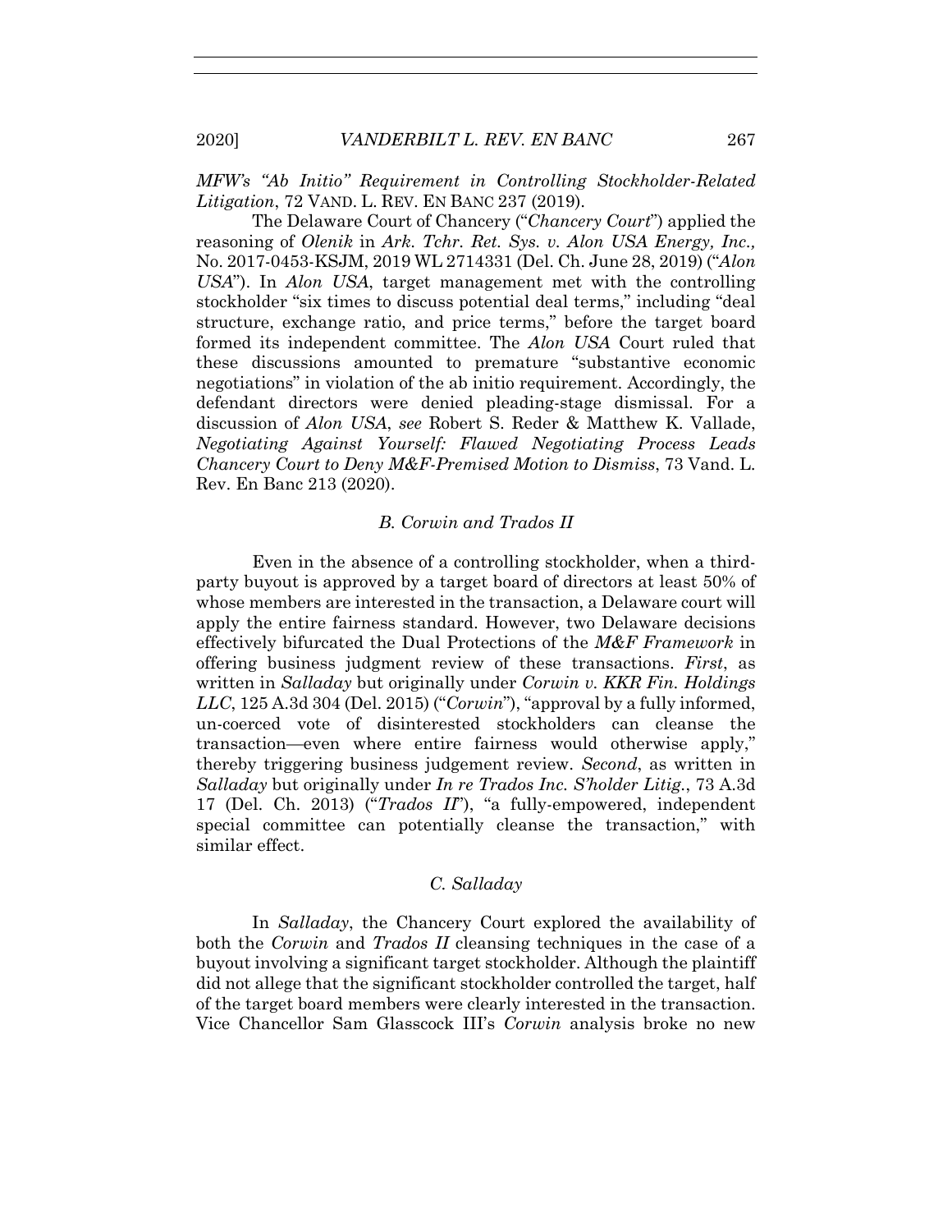*MFW's "Ab Initio" Requirement in Controlling Stockholder-Related Litigation*, 72 VAND. L. REV. EN BANC 237 (2019).

The Delaware Court of Chancery ("*Chancery Court*") applied the reasoning of *Olenik* in *Ark. Tchr. Ret. Sys. v. Alon USA Energy, Inc.,* No. 2017-0453-KSJM, 2019 WL 2714331 (Del. Ch. June 28, 2019) ("*Alon USA*"). In *Alon USA*, target management met with the controlling stockholder "six times to discuss potential deal terms," including "deal structure, exchange ratio, and price terms," before the target board formed its independent committee. The *Alon USA* Court ruled that these discussions amounted to premature "substantive economic negotiations" in violation of the ab initio requirement. Accordingly, the defendant directors were denied pleading-stage dismissal. For a discussion of *Alon USA*, *see* Robert S. Reder & Matthew K. Vallade, *Negotiating Against Yourself: Flawed Negotiating Process Leads Chancery Court to Deny M&F-Premised Motion to Dismiss*, 73 Vand. L. Rev. En Banc 213 (2020).

### *B. Corwin and Trados II*

Even in the absence of a controlling stockholder, when a third-party buyout is approved by a target board of directors at least 50% of whose members are interested in the transaction, a Delaware court will apply the entire fairness standard. However, two Delaware decisions effectively bifurcated the Dual Protections of the *M&F Framework* in offering business judgment review of these transactions. *First*, as written in *Salladay* but originally under *Corwin v. KKR Fin. Holdings LLC*, 125 A.3d 304 (Del. 2015) ("*Corwin*"), "approval by a fully informed, un-coerced vote of disinterested stockholders can cleanse the transaction—even where entire fairness would otherwise apply," thereby triggering business judgement review. *Second*, as written in *Salladay* but originally under *In re Trados Inc. S'holder Litig.*, 73 A.3d 17 (Del. Ch. 2013) ("*Trados II*"), "a fully-empowered, independent special committee can potentially cleanse the transaction," with similar effect.

### *C. Salladay*

In *Salladay*, the Chancery Court explored the availability of both the *Corwin* and *Trados II* cleansing techniques in the case of a buyout involving a significant target stockholder. Although the plaintiff did not allege that the significant stockholder controlled the target, half of the target board members were clearly interested in the transaction. Vice Chancellor Sam Glasscock III's *Corwin* analysis broke no new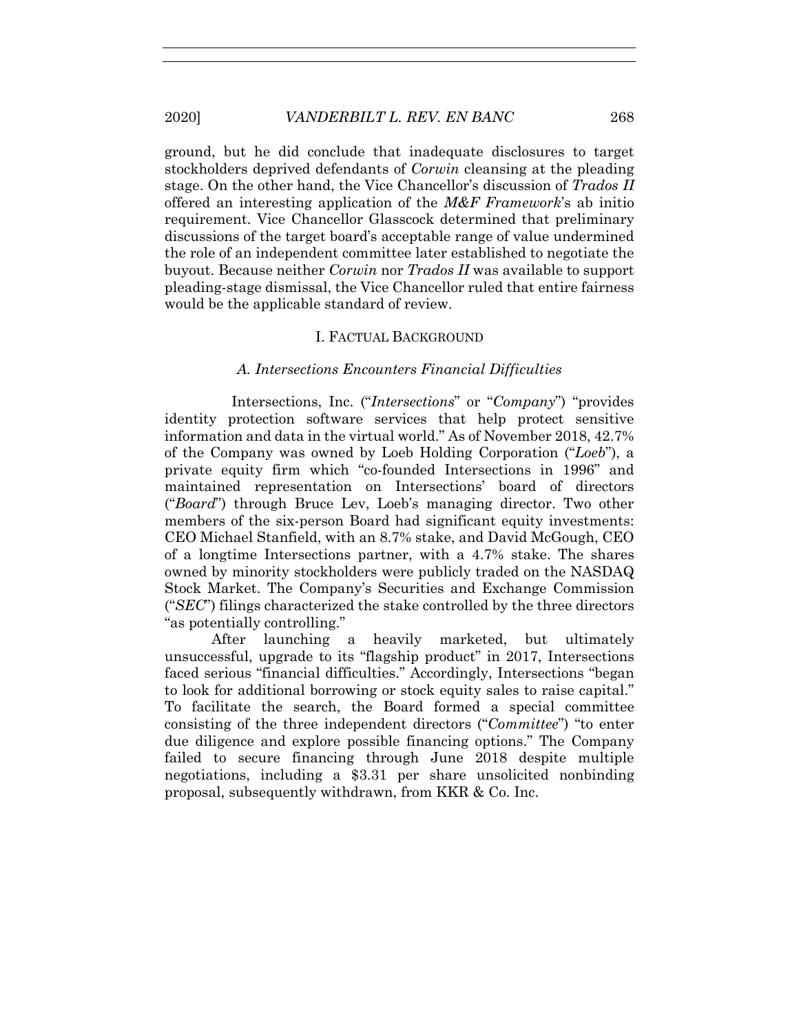ground, but he did conclude that inadequate disclosures to target stockholders deprived defendants of *Corwin* cleansing at the pleading stage. On the other hand, the Vice Chancellor's discussion of *Trados II* offered an interesting application of the *M&F Framework*'s ab initio requirement. Vice Chancellor Glasscock determined that preliminary discussions of the target board's acceptable range of value undermined the role of an independent committee later established to negotiate the buyout. Because neither *Corwin* nor *Trados II* was available to support pleading-stage dismissal, the Vice Chancellor ruled that entire fairness would be the applicable standard of review.

## I. FACTUAL BACKGROUND

### *A. Intersections Encounters Financial Difficulties*

Intersections, Inc. ("*Intersections*" or "*Company*") "provides identity protection software services that help protect sensitive information and data in the virtual world." As of November 2018, 42.7% of the Company was owned by Loeb Holding Corporation ("*Loeb*"), a private equity firm which "co-founded Intersections in 1996" and maintained representation on Intersections' board of directors ("*Board*") through Bruce Lev, Loeb's managing director. Two other members of the six-person Board had significant equity investments: CEO Michael Stanfield, with an 8.7% stake, and David McGough, CEO of a longtime Intersections partner, with a 4.7% stake. The shares owned by minority stockholders were publicly traded on the NASDAQ Stock Market. The Company's Securities and Exchange Commission ("*SEC*") filings characterized the stake controlled by the three directors "as potentially controlling."

After launching a heavily marketed, but ultimately unsuccessful, upgrade to its "flagship product" in 2017, Intersections faced serious "financial difficulties." Accordingly, Intersections "began to look for additional borrowing or stock equity sales to raise capital." To facilitate the search, the Board formed a special committee consisting of the three independent directors ("*Committee*") "to enter due diligence and explore possible financing options." The Company failed to secure financing through June 2018 despite multiple negotiations, including a $3.31 per share unsolicited nonbinding proposal, subsequently withdrawn, from KKR & Co. Inc.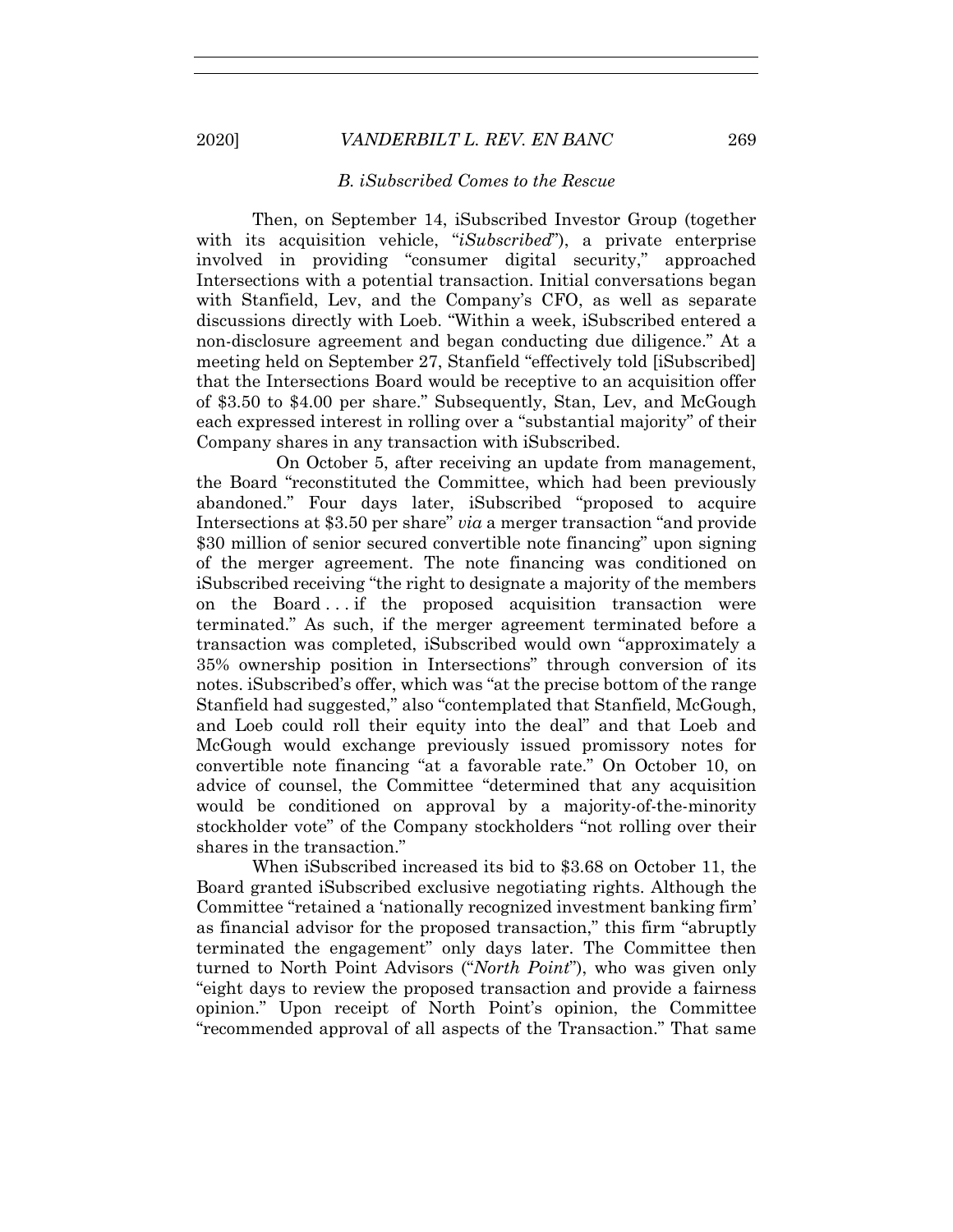### *B. iSubscribed Comes to the Rescue*

Then, on September 14, iSubscribed Investor Group (together with its acquisition vehicle, "*iSubscribed*"), a private enterprise involved in providing "consumer digital security," approached Intersections with a potential transaction. Initial conversations began with Stanfield, Lev, and the Company's CFO, as well as separate discussions directly with Loeb. "Within a week, iSubscribed entered a non-disclosure agreement and began conducting due diligence." At a meeting held on September 27, Stanfield "effectively told [iSubscribed] that the Intersections Board would be receptive to an acquisition offer of $3.50 to $4.00 per share." Subsequently, Stan, Lev, and McGough each expressed interest in rolling over a "substantial majority" of their Company shares in any transaction with iSubscribed.

On October 5, after receiving an update from management, the Board "reconstituted the Committee, which had been previously abandoned." Four days later, iSubscribed "proposed to acquire Intersections at $3.50 per share" *via* a merger transaction "and provide $30 million of senior secured convertible note financing" upon signing of the merger agreement. The note financing was conditioned on iSubscribed receiving "the right to designate a majority of the members on the Board . . . if the proposed acquisition transaction were terminated." As such, if the merger agreement terminated before a transaction was completed, iSubscribed would own "approximately a 35% ownership position in Intersections" through conversion of its notes. iSubscribed's offer, which was "at the precise bottom of the range Stanfield had suggested," also "contemplated that Stanfield, McGough, and Loeb could roll their equity into the deal" and that Loeb and McGough would exchange previously issued promissory notes for convertible note financing "at a favorable rate." On October 10, on advice of counsel, the Committee "determined that any acquisition would be conditioned on approval by a majority-of-the-minority stockholder vote" of the Company stockholders "not rolling over their shares in the transaction."

When iSubscribed increased its bid to $3.68 on October 11, the Board granted iSubscribed exclusive negotiating rights. Although the Committee "retained a 'nationally recognized investment banking firm' as financial advisor for the proposed transaction," this firm "abruptly terminated the engagement" only days later. The Committee then turned to North Point Advisors ("*North Point*"), who was given only "eight days to review the proposed transaction and provide a fairness opinion." Upon receipt of North Point's opinion, the Committee "recommended approval of all aspects of the Transaction." That same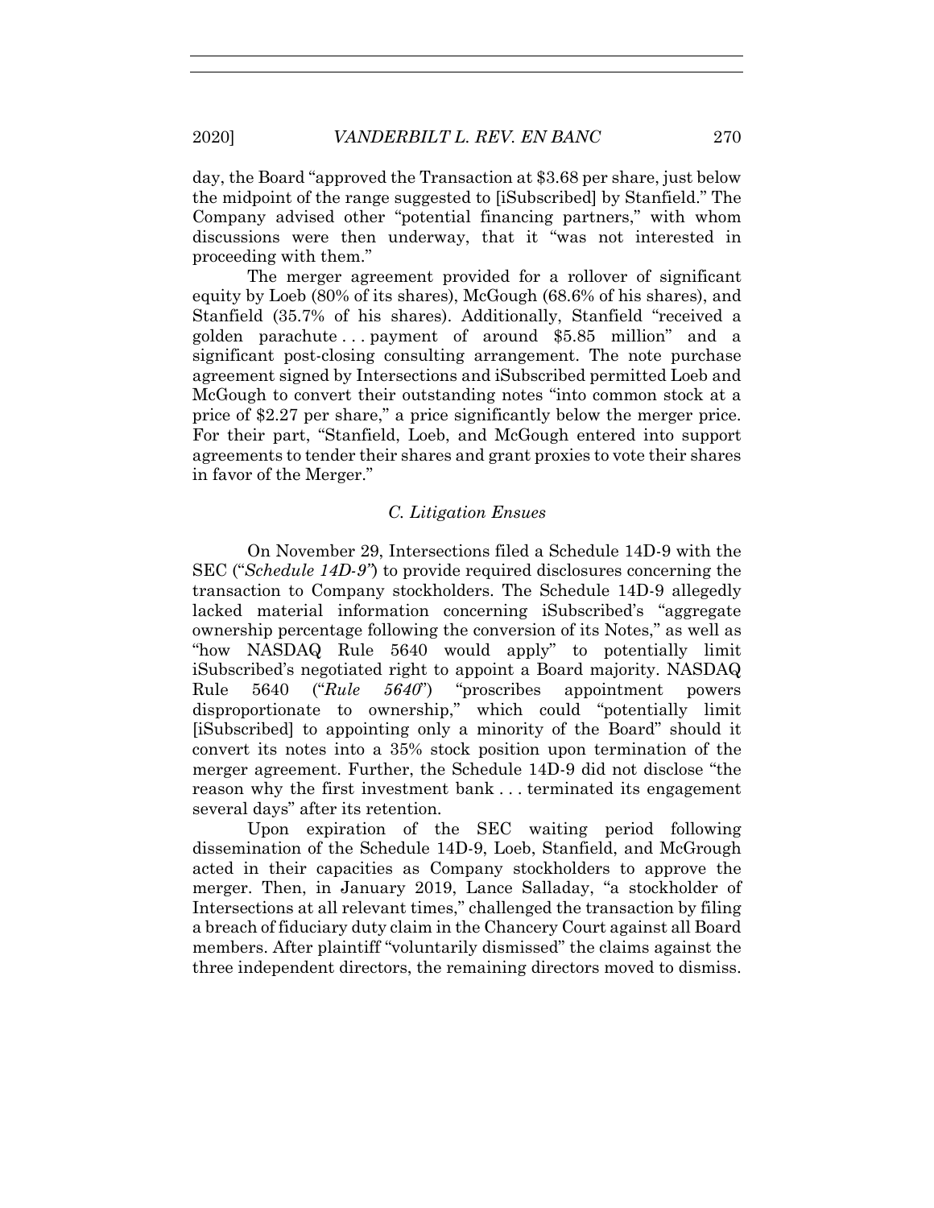day, the Board "approved the Transaction at $3.68 per share, just below the midpoint of the range suggested to [iSubscribed] by Stanfield." The Company advised other "potential financing partners," with whom discussions were then underway, that it "was not interested in proceeding with them."

The merger agreement provided for a rollover of significant equity by Loeb (80% of its shares), McGough (68.6% of his shares), and Stanfield (35.7% of his shares). Additionally, Stanfield "received a golden parachute . . . payment of around $5.85 million" and a significant post-closing consulting arrangement. The note purchase agreement signed by Intersections and iSubscribed permitted Loeb and McGough to convert their outstanding notes "into common stock at a price of $2.27 per share," a price significantly below the merger price. For their part, "Stanfield, Loeb, and McGough entered into support agreements to tender their shares and grant proxies to vote their shares in favor of the Merger."

### *C. Litigation Ensues*

On November 29, Intersections filed a Schedule 14D-9 with the SEC ("*Schedule 14D-9*") to provide required disclosures concerning the transaction to Company stockholders. The Schedule 14D-9 allegedly lacked material information concerning iSubscribed's "aggregate ownership percentage following the conversion of its Notes," as well as "how NASDAQ Rule 5640 would apply" to potentially limit iSubscribed's negotiated right to appoint a Board majority. NASDAQ Rule 5640 ("*Rule 5640*") "proscribes appointment powers disproportionate to ownership," which could "potentially limit [iSubscribed] to appointing only a minority of the Board" should it convert its notes into a 35% stock position upon termination of the merger agreement. Further, the Schedule 14D-9 did not disclose "the reason why the first investment bank . . . terminated its engagement several days" after its retention.

Upon expiration of the SEC waiting period following dissemination of the Schedule 14D-9, Loeb, Stanfield, and McGrough acted in their capacities as Company stockholders to approve the merger. Then, in January 2019, Lance Salladay, "a stockholder of Intersections at all relevant times," challenged the transaction by filing a breach of fiduciary duty claim in the Chancery Court against all Board members. After plaintiff "voluntarily dismissed" the claims against the three independent directors, the remaining directors moved to dismiss.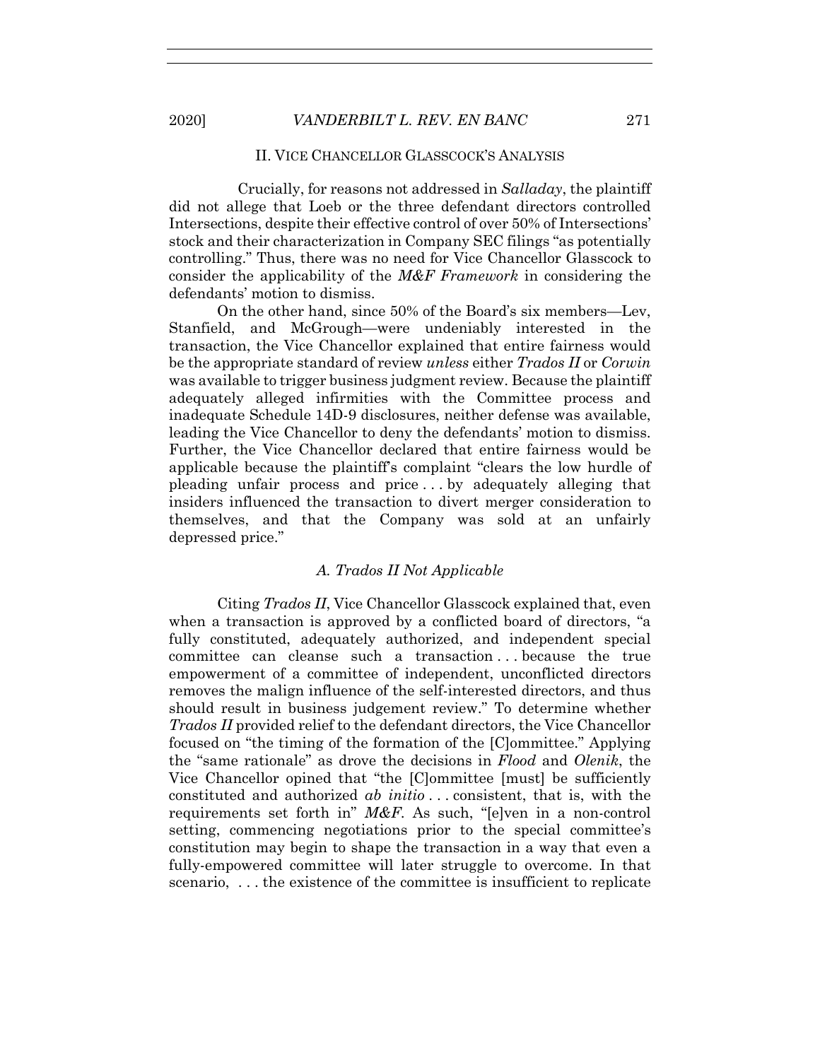## II. VICE CHANCELLOR GLASSCOCK'S ANALYSIS

Crucially, for reasons not addressed in *Salladay*, the plaintiff did not allege that Loeb or the three defendant directors controlled Intersections, despite their effective control of over 50% of Intersections' stock and their characterization in Company SEC filings "as potentially controlling." Thus, there was no need for Vice Chancellor Glasscock to consider the applicability of the *M&F Framework* in considering the defendants' motion to dismiss.

On the other hand, since 50% of the Board's six members—Lev, Stanfield, and McGrough—were undeniably interested in the transaction, the Vice Chancellor explained that entire fairness would be the appropriate standard of review *unless* either *Trados II* or *Corwin* was available to trigger business judgment review. Because the plaintiff adequately alleged infirmities with the Committee process and inadequate Schedule 14D-9 disclosures, neither defense was available, leading the Vice Chancellor to deny the defendants' motion to dismiss. Further, the Vice Chancellor declared that entire fairness would be applicable because the plaintiff's complaint "clears the low hurdle of pleading unfair process and price . . . by adequately alleging that insiders influenced the transaction to divert merger consideration to themselves, and that the Company was sold at an unfairly depressed price."

### A. *Trados II* Not Applicable

Citing *Trados II*, Vice Chancellor Glasscock explained that, even when a transaction is approved by a conflicted board of directors, "a fully constituted, adequately authorized, and independent special committee can cleanse such a transaction . . . because the true empowerment of a committee of independent, unconflicted directors removes the malign influence of the self-interested directors, and thus should result in business judgement review." To determine whether *Trados II* provided relief to the defendant directors, the Vice Chancellor focused on "the timing of the formation of the [C]ommittee." Applying the "same rationale" as drove the decisions in *Flood* and *Olenik*, the Vice Chancellor opined that "the [C]ommittee [must] be sufficiently constituted and authorized *ab initio* . . . consistent, that is, with the requirements set forth in" *M&F*. As such, "[e]ven in a non-control setting, commencing negotiations prior to the special committee's constitution may begin to shape the transaction in a way that even a fully-empowered committee will later struggle to overcome. In that scenario, . . . the existence of the committee is insufficient to replicate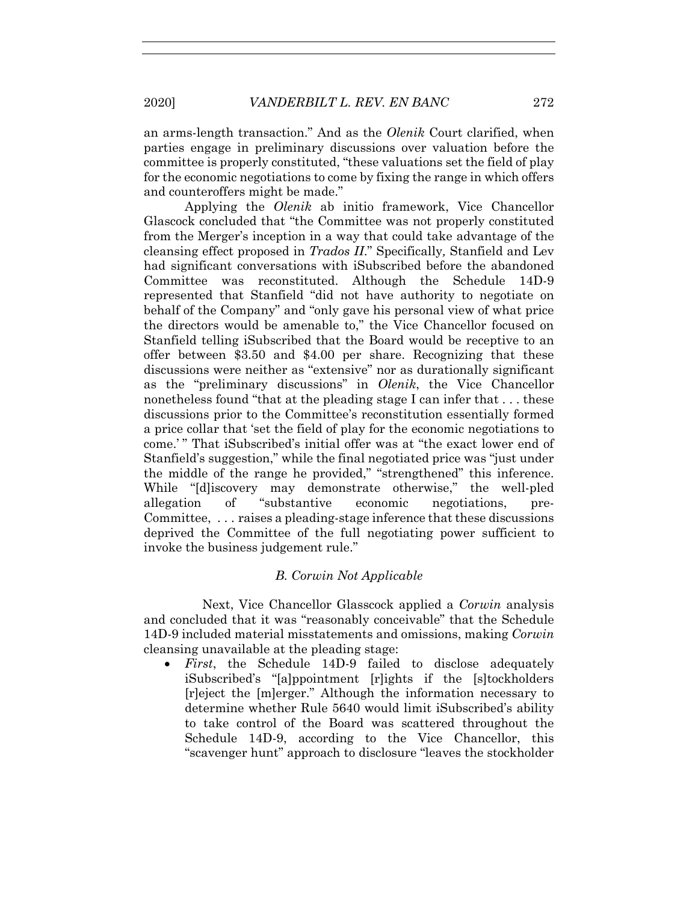an arms-length transaction." And as the *Olenik* Court clarified, when parties engage in preliminary discussions over valuation before the committee is properly constituted, "these valuations set the field of play for the economic negotiations to come by fixing the range in which offers and counteroffers might be made."

Applying the *Olenik* ab initio framework, Vice Chancellor Glascock concluded that "the Committee was not properly constituted from the Merger's inception in a way that could take advantage of the cleansing effect proposed in *Trados II*." Specifically*,* Stanfield and Lev had significant conversations with iSubscribed before the abandoned Committee was reconstituted. Although the Schedule 14D-9 represented that Stanfield "did not have authority to negotiate on behalf of the Company" and "only gave his personal view of what price the directors would be amenable to," the Vice Chancellor focused on Stanfield telling iSubscribed that the Board would be receptive to an offer between $3.50 and $4.00 per share. Recognizing that these discussions were neither as "extensive" nor as durationally significant as the "preliminary discussions" in *Olenik*, the Vice Chancellor nonetheless found "that at the pleading stage I can infer that . . . these discussions prior to the Committee's reconstitution essentially formed a price collar that 'set the field of play for the economic negotiations to come.' " That iSubscribed's initial offer was at "the exact lower end of Stanfield's suggestion," while the final negotiated price was "just under the middle of the range he provided," "strengthened" this inference. While "[d]iscovery may demonstrate otherwise," the well-pled allegation of "substantive economic negotiations, pre-Committee, . . . raises a pleading-stage inference that these discussions deprived the Committee of the full negotiating power sufficient to invoke the business judgement rule."

### *B. Corwin Not Applicable*

Next, Vice Chancellor Glasscock applied a *Corwin* analysis and concluded that it was "reasonably conceivable" that the Schedule 14D-9 included material misstatements and omissions, making *Corwin* cleansing unavailable at the pleading stage:

- *First*, the Schedule 14D-9 failed to disclose adequately iSubscribed's "[a]ppointment [r]ights if the [s]tockholders [r]eject the [m]erger." Although the information necessary to determine whether Rule 5640 would limit iSubscribed's ability to take control of the Board was scattered throughout the Schedule 14D-9, according to the Vice Chancellor, this "scavenger hunt" approach to disclosure "leaves the stockholder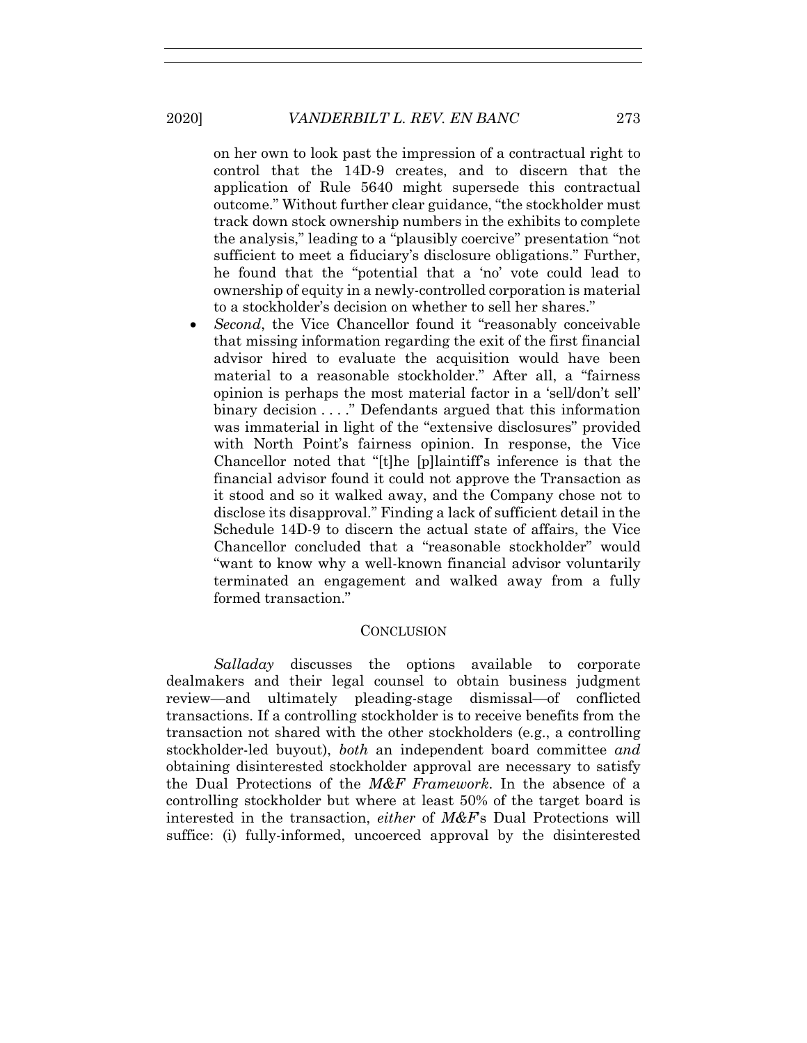on her own to look past the impression of a contractual right to control that the 14D-9 creates, and to discern that the application of Rule 5640 might supersede this contractual outcome." Without further clear guidance, "the stockholder must track down stock ownership numbers in the exhibits to complete the analysis," leading to a "plausibly coercive" presentation "not sufficient to meet a fiduciary's disclosure obligations." Further, he found that the "potential that a 'no' vote could lead to ownership of equity in a newly-controlled corporation is material to a stockholder's decision on whether to sell her shares."

- *Second*, the Vice Chancellor found it "reasonably conceivable that missing information regarding the exit of the first financial advisor hired to evaluate the acquisition would have been material to a reasonable stockholder." After all, a "fairness opinion is perhaps the most material factor in a 'sell/don't sell' binary decision . . . ." Defendants argued that this information was immaterial in light of the "extensive disclosures" provided with North Point's fairness opinion. In response, the Vice Chancellor noted that "[t]he [p]laintiff's inference is that the financial advisor found it could not approve the Transaction as it stood and so it walked away, and the Company chose not to disclose its disapproval." Finding a lack of sufficient detail in the Schedule 14D-9 to discern the actual state of affairs, the Vice Chancellor concluded that a "reasonable stockholder" would "want to know why a well-known financial advisor voluntarily terminated an engagement and walked away from a fully formed transaction."

## CONCLUSION

*Salladay* discusses the options available to corporate dealmakers and their legal counsel to obtain business judgment review—and ultimately pleading-stage dismissal—of conflicted transactions. If a controlling stockholder is to receive benefits from the transaction not shared with the other stockholders (e.g., a controlling stockholder-led buyout), *both* an independent board committee *and* obtaining disinterested stockholder approval are necessary to satisfy the Dual Protections of the *M&F Framework*. In the absence of a controlling stockholder but where at least 50% of the target board is interested in the transaction, *either* of *M&F*'s Dual Protections will suffice: (i) fully-informed, uncoerced approval by the disinterested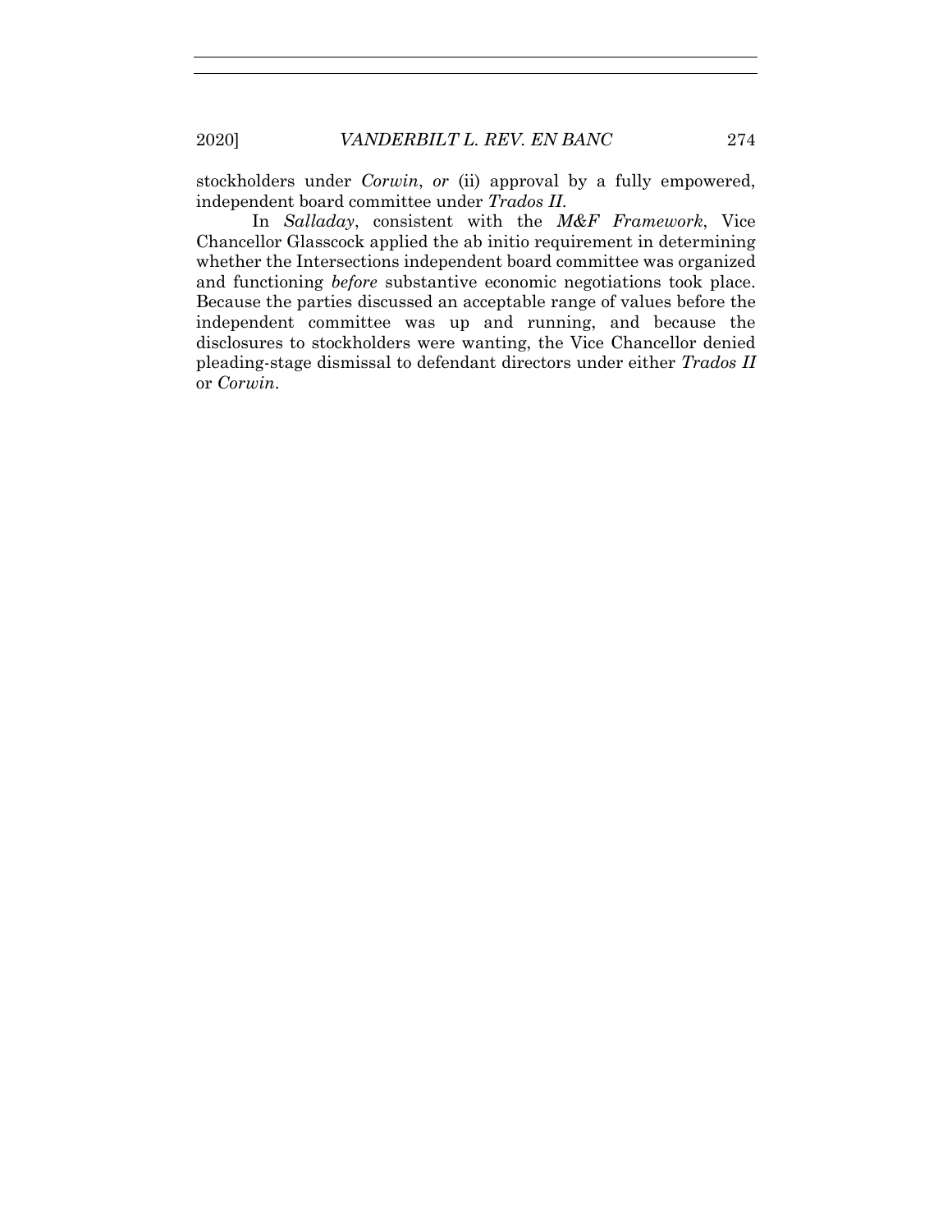stockholders under *Corwin*, *or* (ii) approval by a fully empowered, independent board committee under *Trados II*.

In *Salladay*, consistent with the *M&F Framework*, Vice Chancellor Glasscock applied the ab initio requirement in determining whether the Intersections independent board committee was organized and functioning *before* substantive economic negotiations took place. Because the parties discussed an acceptable range of values before the independent committee was up and running, and because the disclosures to stockholders were wanting, the Vice Chancellor denied pleading-stage dismissal to defendant directors under either *Trados II* or *Corwin*.